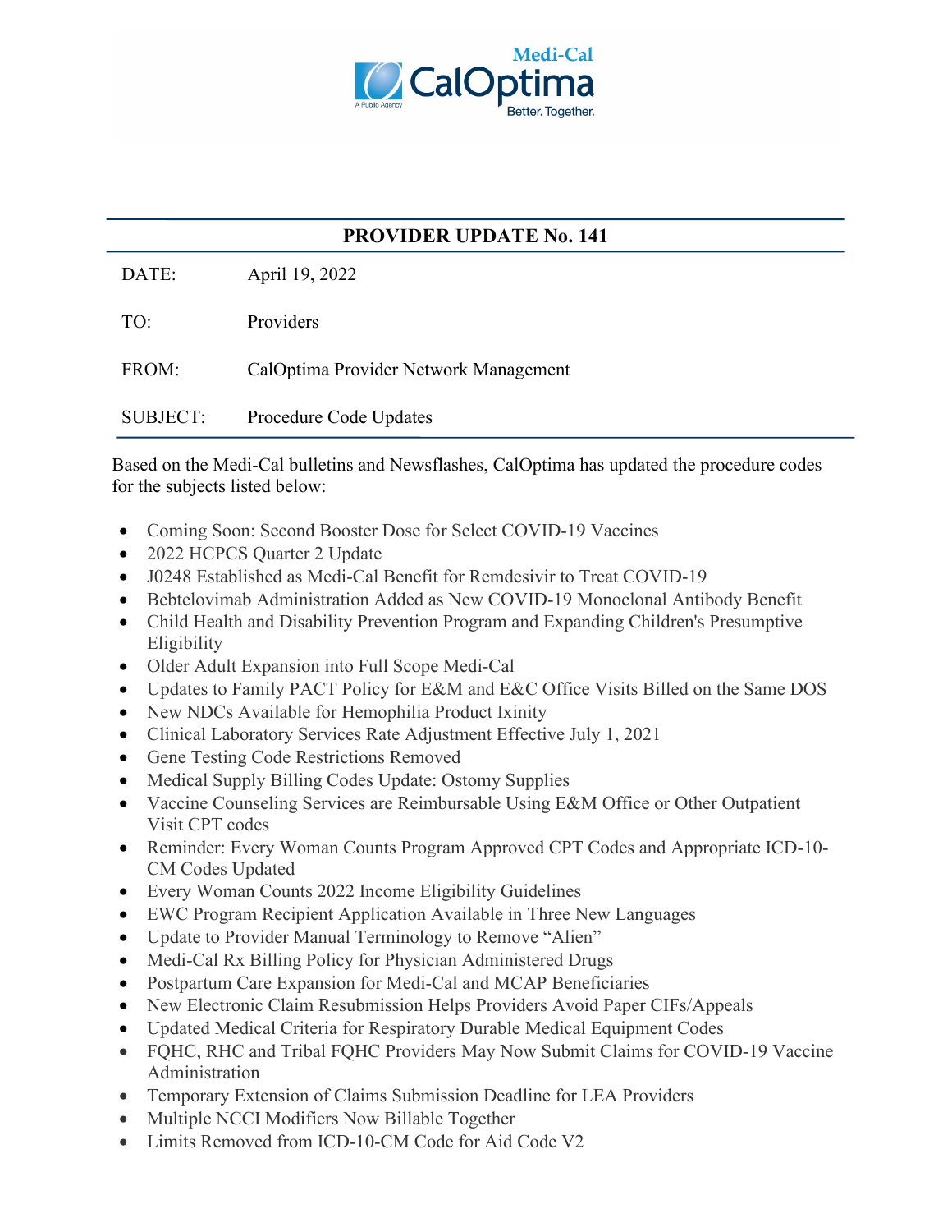Medi-Cal CalOptima

A Public Agency

Better. Together.

## PROVIDER UPDATE No. 141

DATE: April 19, 2022

TO: Providers

FROM: CalOptima Provider Network Management

SUBJECT: Procedure Code Updates

Based on the Medi-Cal bulletins and Newsflashes, CalOptima has updated the procedure codes for the subjects listed below:

- Coming Soon: Second Booster Dose for Select COVID-19 Vaccines
- 2022 HCPCS Quarter 2 Update
- J0248 Established as Medi-Cal Benefit for Remdesivir to Treat COVID-19
- Bebtelovimab Administration Added as New COVID-19 Monoclonal Antibody Benefit
- Child Health and Disability Prevention Program and Expanding Children's Presumptive Eligibility
- Older Adult Expansion into Full Scope Medi-Cal
- Updates to Family PACT Policy for E&M and E&C Office Visits Billed on the Same DOS
- New NDCs Available for Hemophilia Product Ixinity
- Clinical Laboratory Services Rate Adjustment Effective July 1, 2021
- Gene Testing Code Restrictions Removed
- Medical Supply Billing Codes Update: Ostomy Supplies
- Vaccine Counseling Services are Reimbursable Using E&M Office or Other Outpatient Visit CPT codes
- Reminder: Every Woman Counts Program Approved CPT Codes and Appropriate ICD-10-CM Codes Updated
- Every Woman Counts 2022 Income Eligibility Guidelines
- EWC Program Recipient Application Available in Three New Languages
- Update to Provider Manual Terminology to Remove "Alien"
- Medi-Cal Rx Billing Policy for Physician Administered Drugs
- Postpartum Care Expansion for Medi-Cal and MCAP Beneficiaries
- New Electronic Claim Resubmission Helps Providers Avoid Paper CIFs/Appeals
- Updated Medical Criteria for Respiratory Durable Medical Equipment Codes
- FQHC, RHC and Tribal FQHC Providers May Now Submit Claims for COVID-19 Vaccine Administration
- Temporary Extension of Claims Submission Deadline for LEA Providers
- Multiple NCCI Modifiers Now Billable Together
- Limits Removed from ICD-10-CM Code for Aid Code V2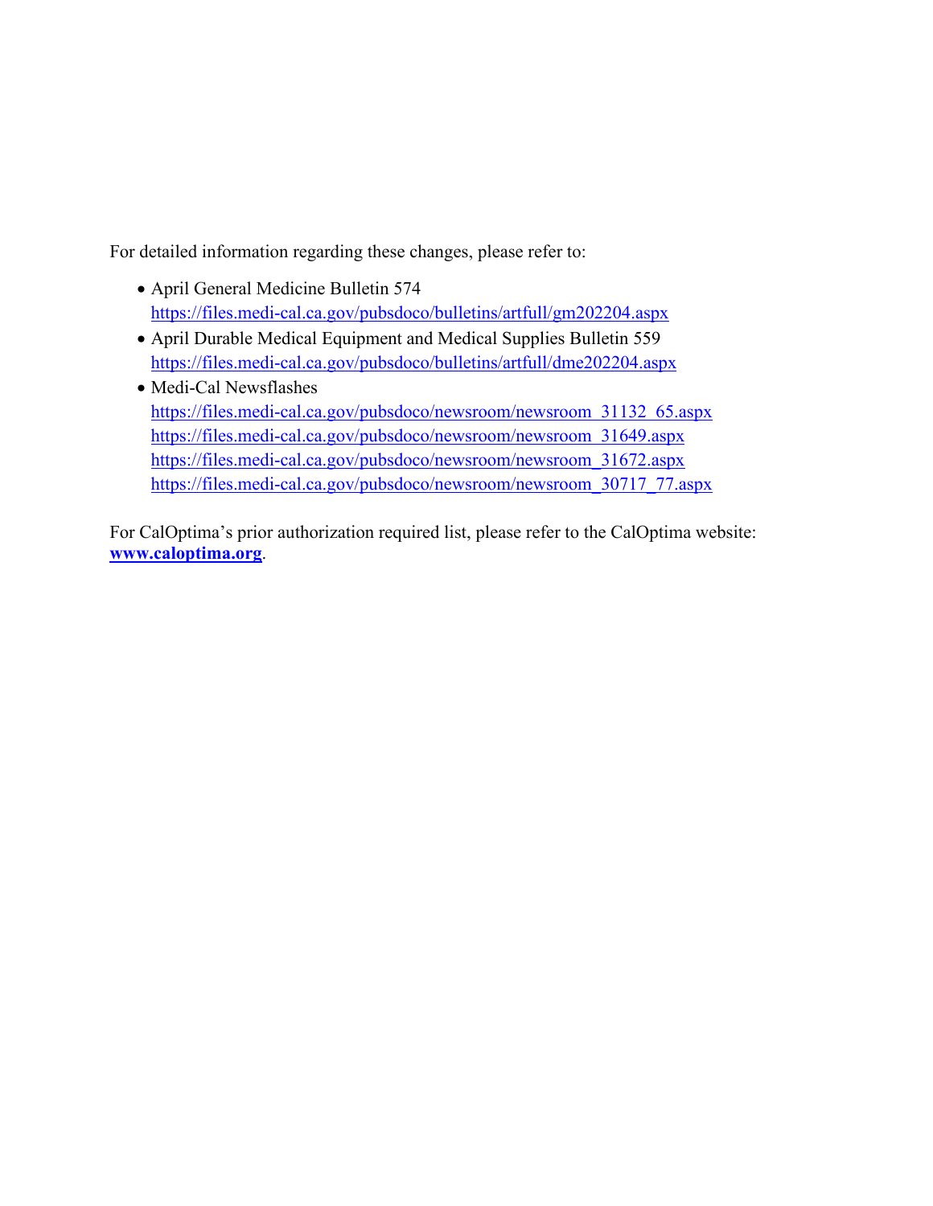For detailed information regarding these changes, please refer to:

- April General Medicine Bulletin 574
  https://files.medi-cal.ca.gov/pubsdoco/bulletins/artfull/gm202204.aspx
- April Durable Medical Equipment and Medical Supplies Bulletin 559
  https://files.medi-cal.ca.gov/pubsdoco/bulletins/artfull/dme202204.aspx
- Medi-Cal Newsflashes
  https://files.medi-cal.ca.gov/pubsdoco/newsroom/newsroom_31132_65.aspx
  https://files.medi-cal.ca.gov/pubsdoco/newsroom/newsroom_31649.aspx
  https://files.medi-cal.ca.gov/pubsdoco/newsroom/newsroom_31672.aspx
  https://files.medi-cal.ca.gov/pubsdoco/newsroom/newsroom_30717_77.aspx

For CalOptima's prior authorization required list, please refer to the CalOptima website: **www.caloptima.org**.